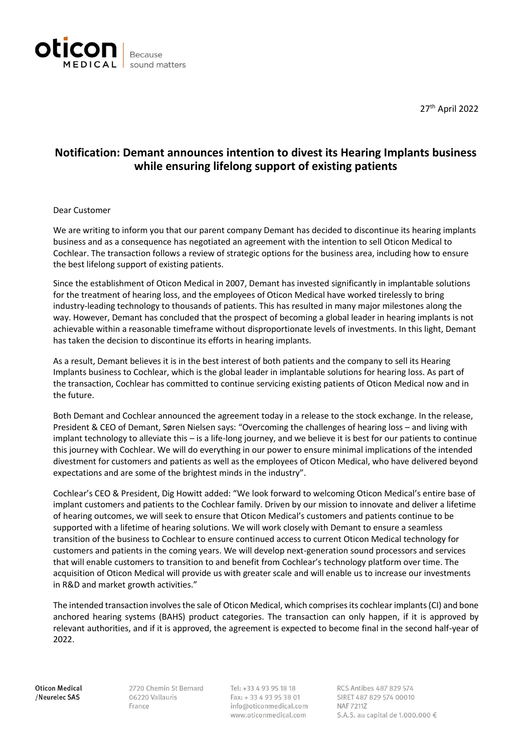27th April 2022

## Notification: Demant announces intention to divest its Hearing Implants business while ensuring lifelong support of existing patients

Dear Customer

We are writing to inform you that our parent company Demant has decided to discontinue its hearing implants business and as a consequence has negotiated an agreement with the intention to sell Oticon Medical to Cochlear. The transaction follows a review of strategic options for the business area, including how to ensure the best lifelong support of existing patients.

Since the establishment of Oticon Medical in 2007, Demant has invested significantly in implantable solutions for the treatment of hearing loss, and the employees of Oticon Medical have worked tirelessly to bring industry-leading technology to thousands of patients. This has resulted in many major milestones along the way. However, Demant has concluded that the prospect of becoming a global leader in hearing implants is not achievable within a reasonable timeframe without disproportionate levels of investments. In this light, Demant has taken the decision to discontinue its efforts in hearing implants.

As a result, Demant believes it is in the best interest of both patients and the company to sell its Hearing Implants business to Cochlear, which is the global leader in implantable solutions for hearing loss. As part of the transaction, Cochlear has committed to continue servicing existing patients of Oticon Medical now and in the future.

Both Demant and Cochlear announced the agreement today in a release to the stock exchange. In the release, President & CEO of Demant, Søren Nielsen says: "Overcoming the challenges of hearing loss – and living with implant technology to alleviate this – is a life-long journey, and we believe it is best for our patients to continue this journey with Cochlear. We will do everything in our power to ensure minimal implications of the intended divestment for customers and patients as well as the employees of Oticon Medical, who have delivered beyond expectations and are some of the brightest minds in the industry".

Cochlear's CEO & President, Dig Howitt added: "We look forward to welcoming Oticon Medical's entire base of implant customers and patients to the Cochlear family. Driven by our mission to innovate and deliver a lifetime of hearing outcomes, we will seek to ensure that Oticon Medical's customers and patients continue to be supported with a lifetime of hearing solutions. We will work closely with Demant to ensure a seamless transition of the business to Cochlear to ensure continued access to current Oticon Medical technology for customers and patients in the coming years. We will develop next-generation sound processors and services that will enable customers to transition to and benefit from Cochlear's technology platform over time. The acquisition of Oticon Medical will provide us with greater scale and will enable us to increase our investments in R&D and market growth activities."

The intended transaction involves the sale of Oticon Medical, which comprises its cochlear implants (CI) and bone anchored hearing systems (BAHS) product categories. The transaction can only happen, if it is approved by relevant authorities, and if it is approved, the agreement is expected to become final in the second half-year of 2022.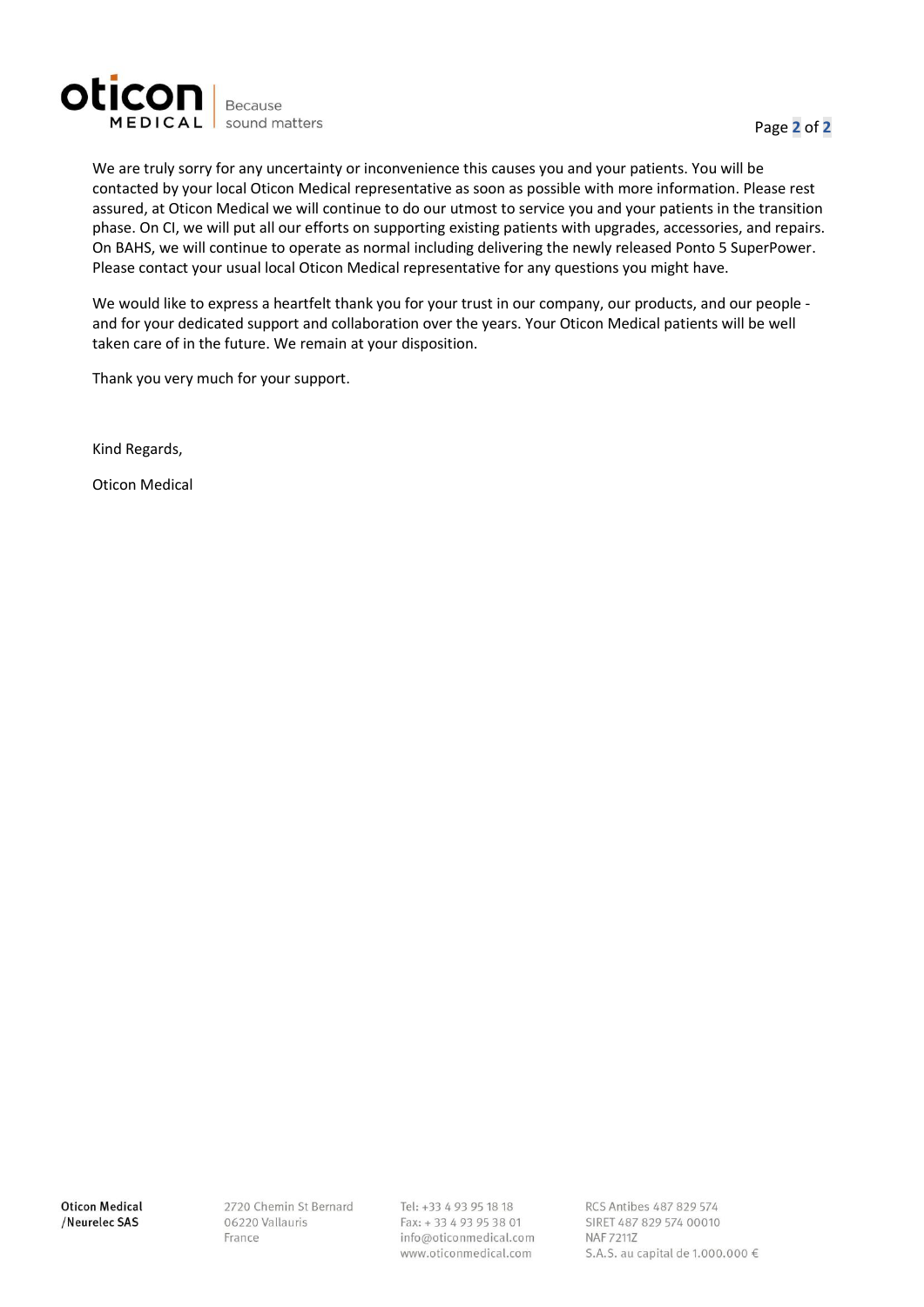We are truly sorry for any uncertainty or inconvenience this causes you and your patients. You will be contacted by your local Oticon Medical representative as soon as possible with more information. Please rest assured, at Oticon Medical we will continue to do our utmost to service you and your patients in the transition phase. On CI, we will put all our efforts on supporting existing patients with upgrades, accessories, and repairs. On BAHS, we will continue to operate as normal including delivering the newly released Ponto 5 SuperPower. Please contact your usual local Oticon Medical representative for any questions you might have.

We would like to express a heartfelt thank you for your trust in our company, our products, and our people - and for your dedicated support and collaboration over the years. Your Oticon Medical patients will be well taken care of in the future. We remain at your disposition.

Thank you very much for your support.

Kind Regards,

Oticon Medical